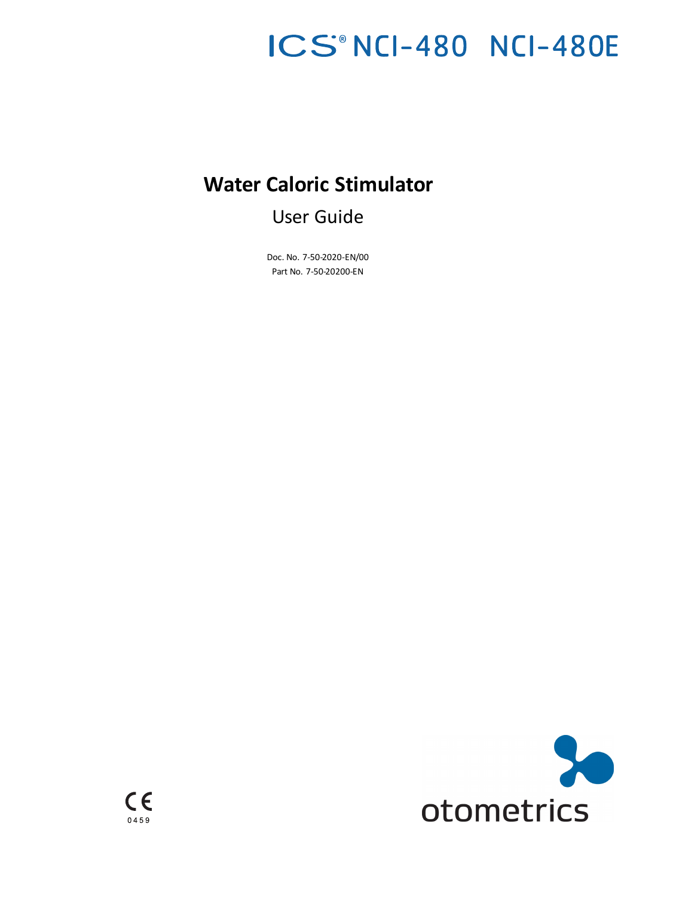# ICS® NCI-480 NCI-480E

## Water Caloric Stimulator

User Guide

Doc. No. 7-50-2020-EN/00

Part No. 7-50-20200-EN

CE 0459

otometrics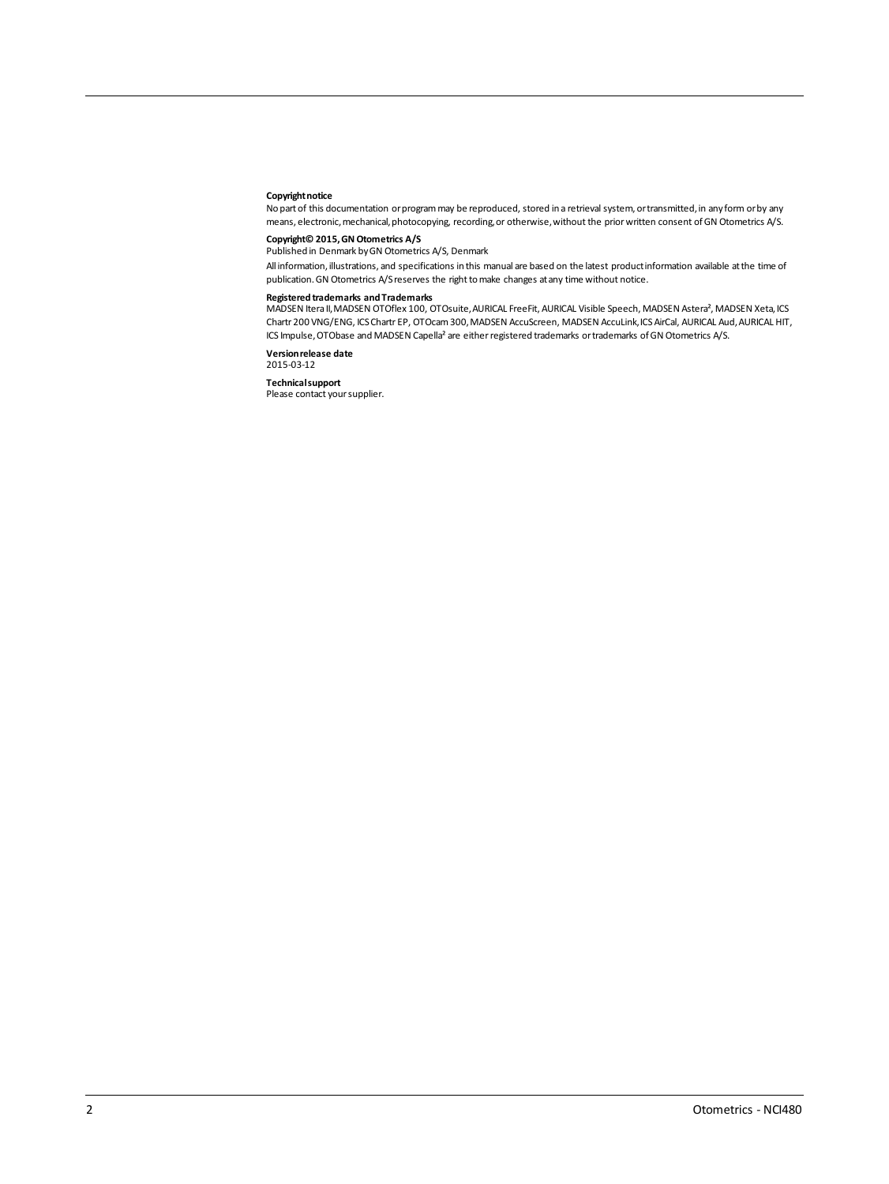**Copyright notice**

No part of this documentation or program may be reproduced, stored in a retrieval system, or transmitted, in any form or by any means, electronic, mechanical, photocopying, recording, or otherwise, without the prior written consent of GN Otometrics A/S.

**Copyright© 2015, GN Otometrics A/S**

Published in Denmark by GN Otometrics A/S, Denmark

All information, illustrations, and specifications in this manual are based on the latest product information available at the time of publication. GN Otometrics A/S reserves the right to make changes at any time without notice.

**Registered trademarks and Trademarks**

MADSEN Itera II, MADSEN OTOflex 100, OTOsuite, AURICAL FreeFit, AURICAL Visible Speech, MADSEN Astera², MADSEN Xeta, ICS Chartr 200 VNG/ENG, ICS Chartr EP, OTOcam 300, MADSEN AccuScreen, MADSEN AccuLink, ICS AirCal, AURICAL Aud, AURICAL HIT, ICS Impulse, OTObase and MADSEN Capella² are either registered trademarks or trademarks of GN Otometrics A/S.

**Version release date**

2015-03-12

**Technical support**

Please contact your supplier.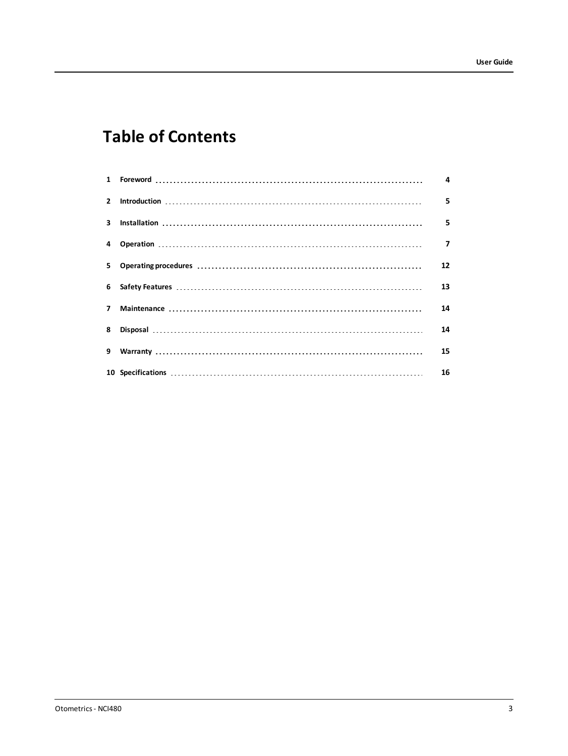# Table of Contents

| | | |
|---|---|---|
| 1 | Foreword | 4 |
| 2 | Introduction | 5 |
| 3 | Installation | 5 |
| 4 | Operation | 7 |
| 5 | Operating procedures | 12 |
| 6 | Safety Features | 13 |
| 7 | Maintenance | 14 |
| 8 | Disposal | 14 |
| 9 | Warranty | 15 |
| 10 | Specifications | 16 |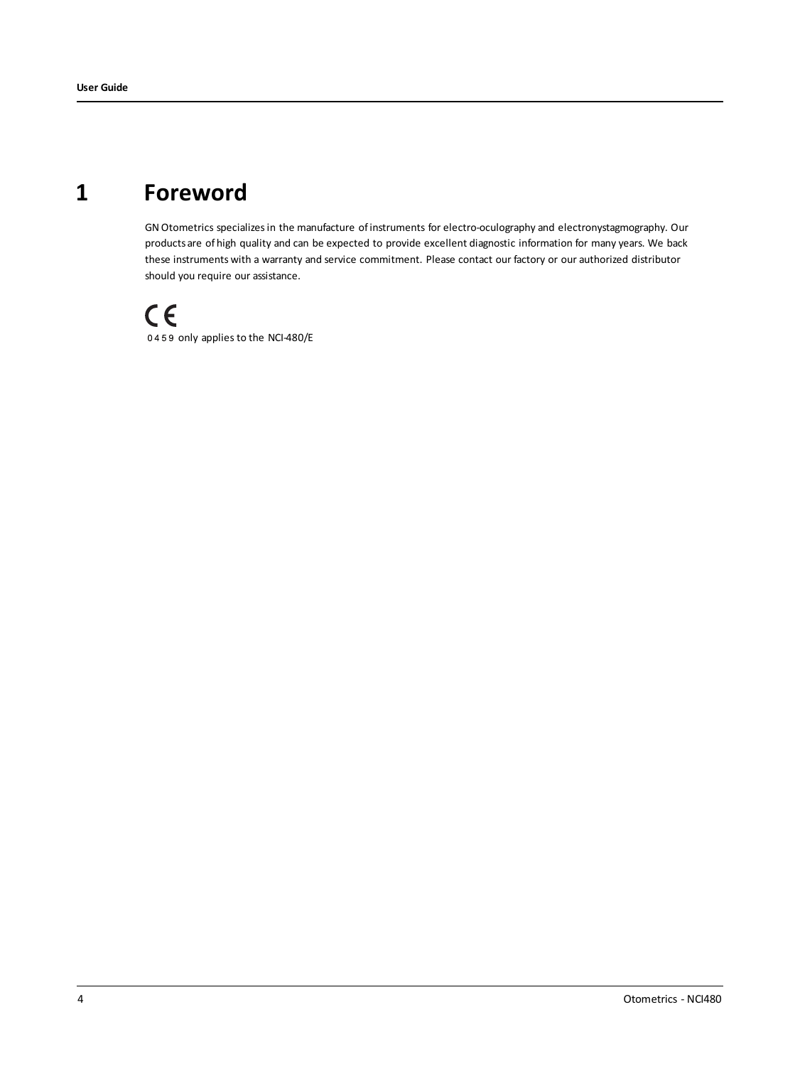# 1 Foreword

GN Otometrics specializes in the manufacture of instruments for electro-oculography and electronystagmography. Our products are of high quality and can be expected to provide excellent diagnostic information for many years. We back these instruments with a warranty and service commitment. Please contact our factory or our authorized distributor should you require our assistance.

CE

0459 only applies to the NCI-480/E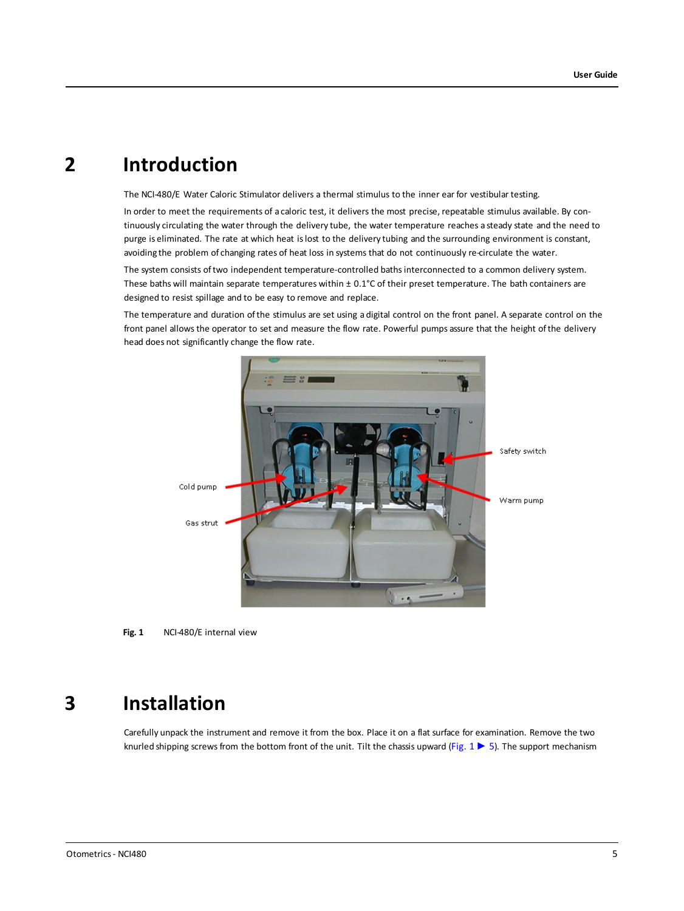# 2 Introduction

The NCI-480/E Water Caloric Stimulator delivers a thermal stimulus to the inner ear for vestibular testing.

In order to meet the requirements of a caloric test, it delivers the most precise, repeatable stimulus available. By continuously circulating the water through the delivery tube, the water temperature reaches a steady state and the need to purge is eliminated. The rate at which heat is lost to the delivery tubing and the surrounding environment is constant, avoiding the problem of changing rates of heat loss in systems that do not continuously re-circulate the water.

The system consists of two independent temperature-controlled baths interconnected to a common delivery system. These baths will maintain separate temperatures within ± 0.1°C of their preset temperature. The bath containers are designed to resist spillage and to be easy to remove and replace.

The temperature and duration of the stimulus are set using a digital control on the front panel. A separate control on the front panel allows the operator to set and measure the flow rate. Powerful pumps assure that the height of the delivery head does not significantly change the flow rate.

Safety switch

Cold pump

Warm pump

Gas strut

**Fig. 1** NCI-480/E internal view

# 3 Installation

Carefully unpack the instrument and remove it from the box. Place it on a flat surface for examination. Remove the two knurled shipping screws from the bottom front of the unit. Tilt the chassis upward (Fig. 1 ▶ 5). The support mechanism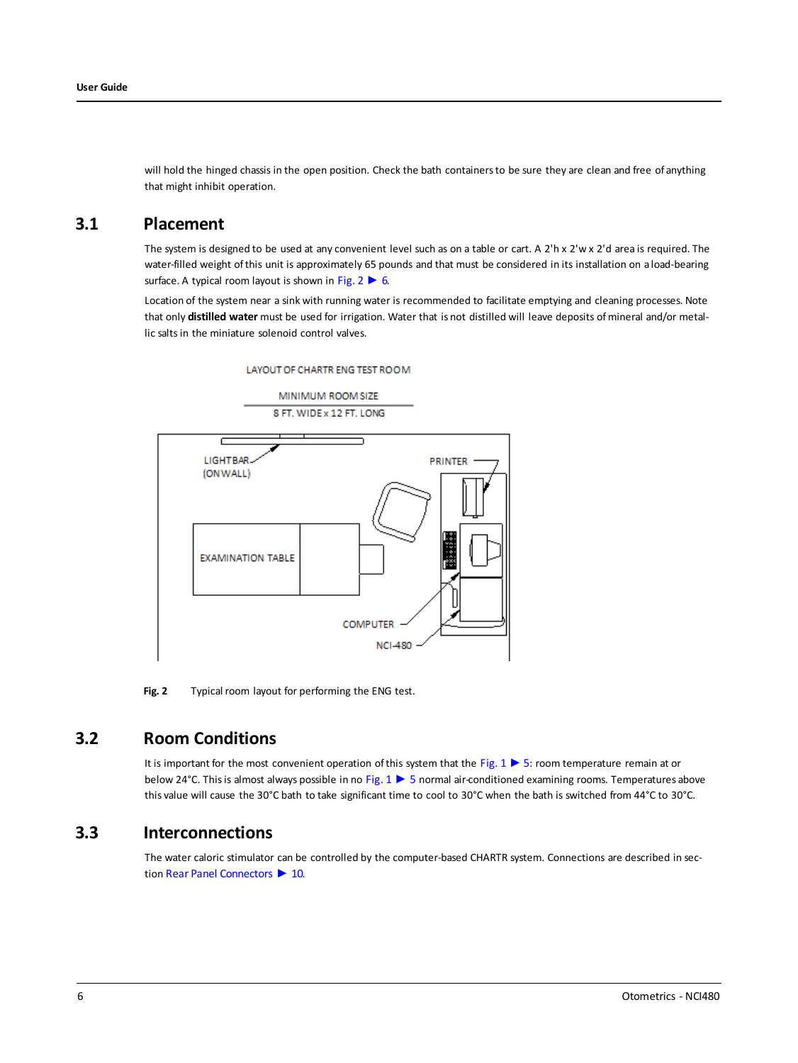will hold the hinged chassis in the open position. Check the bath containers to be sure they are clean and free of anything that might inhibit operation.

## 3.1 Placement

The system is designed to be used at any convenient level such as on a table or cart. A 2'h x 2'w x 2'd area is required. The water-filled weight of this unit is approximately 65 pounds and that must be considered in its installation on a load-bearing surface. A typical room layout is shown in Fig. 2 ▶ 6.

Location of the system near a sink with running water is recommended to facilitate emptying and cleaning processes. Note that only **distilled water** must be used for irrigation. Water that is not distilled will leave deposits of mineral and/or metallic salts in the miniature solenoid control valves.

LAYOUT OF CHARTR ENG TEST ROOM

MINIMUM ROOM SIZE

8 FT. WIDE x 12 FT. LONG

LIGHTBAR (ON WALL)

PRINTER

EXAMINATION TABLE

COMPUTER

NCI-480

**Fig. 2** Typical room layout for performing the ENG test.

## 3.2 Room Conditions

It is important for the most convenient operation of this system that the Fig. 1 ▶ 5: room temperature remain at or below 24°C. This is almost always possible in no Fig. 1 ▶ 5 normal air-conditioned examining rooms. Temperatures above this value will cause the 30°C bath to take significant time to cool to 30°C when the bath is switched from 44°C to 30°C.

## 3.3 Interconnections

The water caloric stimulator can be controlled by the computer-based CHARTR system. Connections are described in section Rear Panel Connectors ▶ 10.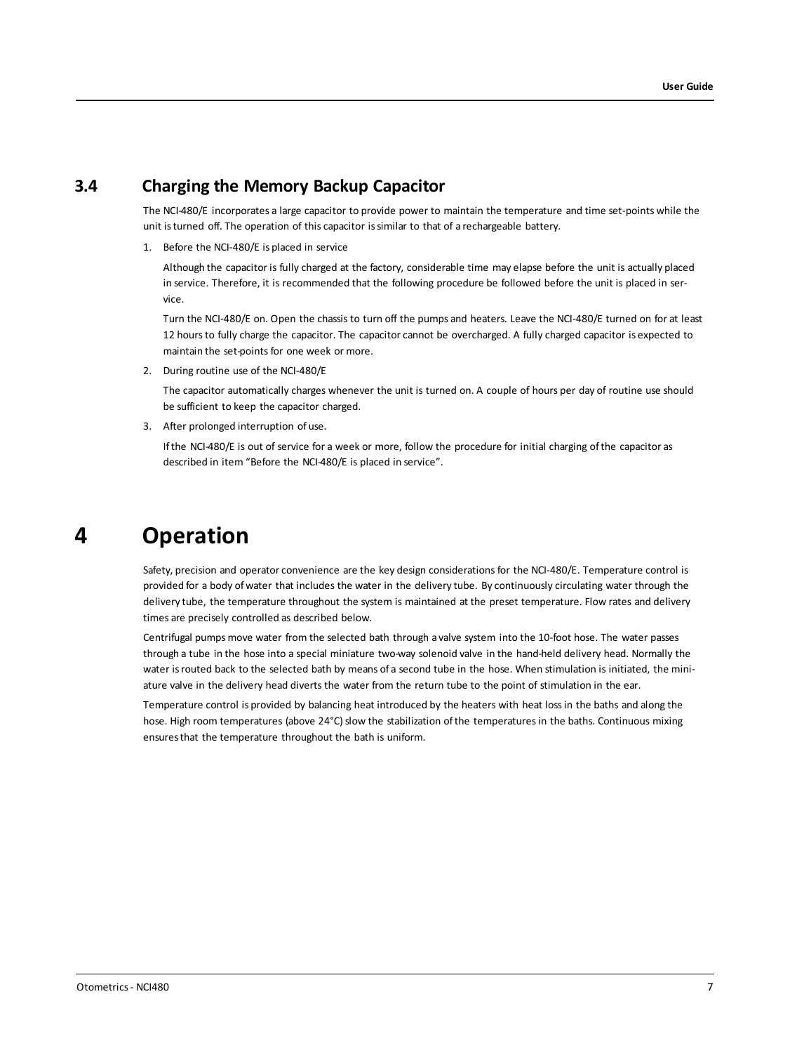## 3.4 Charging the Memory Backup Capacitor

The NCI-480/E incorporates a large capacitor to provide power to maintain the temperature and time set-points while the unit is turned off. The operation of this capacitor is similar to that of a rechargeable battery.

1. Before the NCI-480/E is placed in service

   Although the capacitor is fully charged at the factory, considerable time may elapse before the unit is actually placed in service. Therefore, it is recommended that the following procedure be followed before the unit is placed in service.

   Turn the NCI-480/E on. Open the chassis to turn off the pumps and heaters. Leave the NCI-480/E turned on for at least 12 hours to fully charge the capacitor. The capacitor cannot be overcharged. A fully charged capacitor is expected to maintain the set-points for one week or more.

2. During routine use of the NCI-480/E

   The capacitor automatically charges whenever the unit is turned on. A couple of hours per day of routine use should be sufficient to keep the capacitor charged.

3. After prolonged interruption of use.

   If the NCI-480/E is out of service for a week or more, follow the procedure for initial charging of the capacitor as described in item "Before the NCI-480/E is placed in service".

# 4 Operation

Safety, precision and operator convenience are the key design considerations for the NCI-480/E. Temperature control is provided for a body of water that includes the water in the delivery tube. By continuously circulating water through the delivery tube, the temperature throughout the system is maintained at the preset temperature. Flow rates and delivery times are precisely controlled as described below.

Centrifugal pumps move water from the selected bath through a valve system into the 10-foot hose. The water passes through a tube in the hose into a special miniature two-way solenoid valve in the hand-held delivery head. Normally the water is routed back to the selected bath by means of a second tube in the hose. When stimulation is initiated, the miniature valve in the delivery head diverts the water from the return tube to the point of stimulation in the ear.

Temperature control is provided by balancing heat introduced by the heaters with heat loss in the baths and along the hose. High room temperatures (above 24°C) slow the stabilization of the temperatures in the baths. Continuous mixing ensures that the temperature throughout the bath is uniform.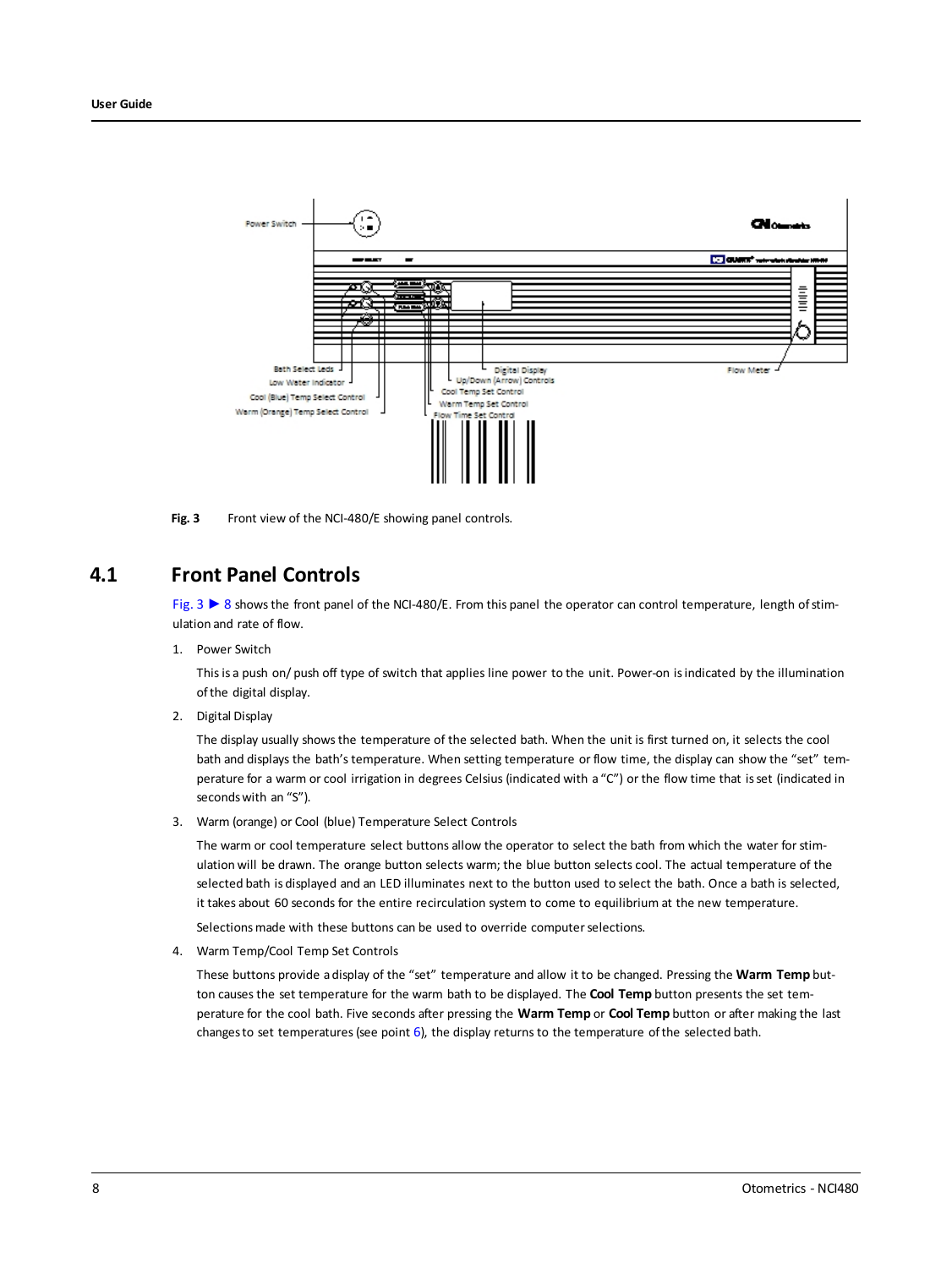Power Switch

Digital Display

Up/Down (Arrow) Controls

Cool Temp Set Control

Warm Temp Set Control

Flow Time Set Control

Bath Select Leds

Low Water Indicator

Cool (Blue) Temp Select Control

Warm (Orange) Temp Select Control

Flow Meter

**Fig. 3** Front view of the NCI-480/E showing panel controls.

## 4.1 Front Panel Controls

Fig. 3 ► 8 shows the front panel of the NCI-480/E. From this panel the operator can control temperature, length of stimulation and rate of flow.

1. Power Switch

   This is a push on/ push off type of switch that applies line power to the unit. Power-on is indicated by the illumination of the digital display.

2. Digital Display

   The display usually shows the temperature of the selected bath. When the unit is first turned on, it selects the cool bath and displays the bath's temperature. When setting temperature or flow time, the display can show the "set" temperature for a warm or cool irrigation in degrees Celsius (indicated with a "C") or the flow time that is set (indicated in seconds with an "S").

3. Warm (orange) or Cool (blue) Temperature Select Controls

   The warm or cool temperature select buttons allow the operator to select the bath from which the water for stimulation will be drawn. The orange button selects warm; the blue button selects cool. The actual temperature of the selected bath is displayed and an LED illuminates next to the button used to select the bath. Once a bath is selected, it takes about 60 seconds for the entire recirculation system to come to equilibrium at the new temperature.

   Selections made with these buttons can be used to override computer selections.

4. Warm Temp/Cool Temp Set Controls

   These buttons provide a display of the "set" temperature and allow it to be changed. Pressing the **Warm Temp** button causes the set temperature for the warm bath to be displayed. The **Cool Temp** button presents the set temperature for the cool bath. Five seconds after pressing the **Warm Temp** or **Cool Temp** button or after making the last changes to set temperatures (see point 6), the display returns to the temperature of the selected bath.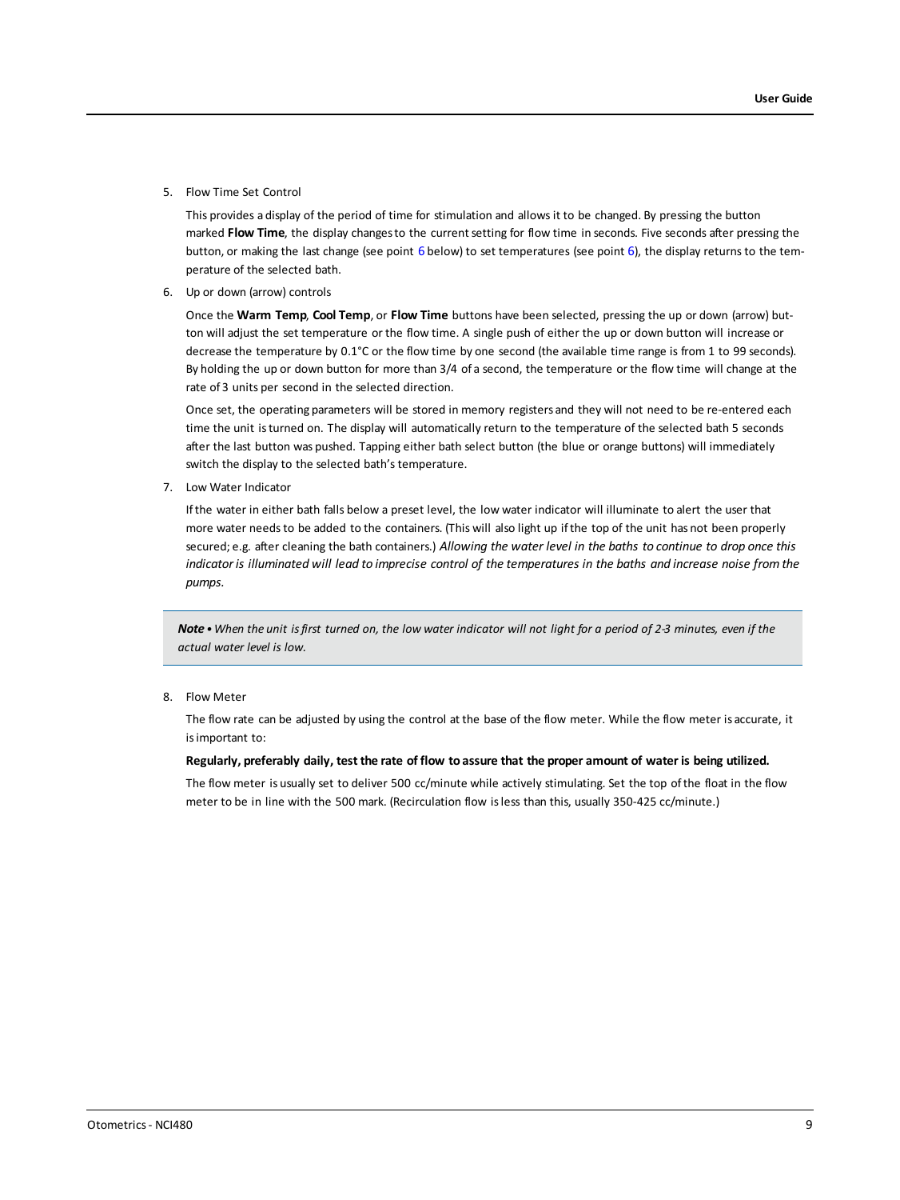5. Flow Time Set Control

   This provides a display of the period of time for stimulation and allows it to be changed. By pressing the button marked **Flow Time**, the display changes to the current setting for flow time in seconds. Five seconds after pressing the button, or making the last change (see point 6 below) to set temperatures (see point 6), the display returns to the temperature of the selected bath.

6. Up or down (arrow) controls

   Once the **Warm Temp**, **Cool Temp**, or **Flow Time** buttons have been selected, pressing the up or down (arrow) button will adjust the set temperature or the flow time. A single push of either the up or down button will increase or decrease the temperature by 0.1°C or the flow time by one second (the available time range is from 1 to 99 seconds). By holding the up or down button for more than 3/4 of a second, the temperature or the flow time will change at the rate of 3 units per second in the selected direction.

   Once set, the operating parameters will be stored in memory registers and they will not need to be re-entered each time the unit is turned on. The display will automatically return to the temperature of the selected bath 5 seconds after the last button was pushed. Tapping either bath select button (the blue or orange buttons) will immediately switch the display to the selected bath's temperature.

7. Low Water Indicator

   If the water in either bath falls below a preset level, the low water indicator will illuminate to alert the user that more water needs to be added to the containers. (This will also light up if the top of the unit has not been properly secured; e.g. after cleaning the bath containers.) *Allowing the water level in the baths to continue to drop once this indicator is illuminated will lead to imprecise control of the temperatures in the baths and increase noise from the pumps.*

> ***Note*** *• When the unit is first turned on, the low water indicator will not light for a period of 2-3 minutes, even if the actual water level is low.*

8. Flow Meter

   The flow rate can be adjusted by using the control at the base of the flow meter. While the flow meter is accurate, it is important to:

   **Regularly, preferably daily, test the rate of flow to assure that the proper amount of water is being utilized.**

   The flow meter is usually set to deliver 500 cc/minute while actively stimulating. Set the top of the float in the flow meter to be in line with the 500 mark. (Recirculation flow is less than this, usually 350-425 cc/minute.)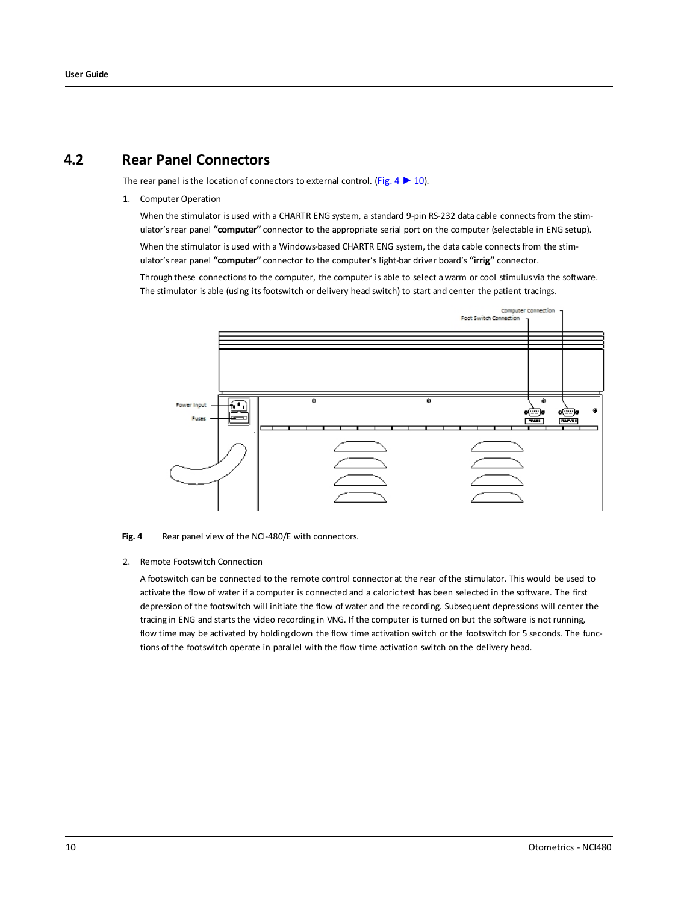## 4.2 Rear Panel Connectors

The rear panel is the location of connectors to external control. (Fig. 4 ▶ 10).

1. Computer Operation

   When the stimulator is used with a CHARTR ENG system, a standard 9-pin RS-232 data cable connects from the stimulator's rear panel **"computer"** connector to the appropriate serial port on the computer (selectable in ENG setup).

   When the stimulator is used with a Windows-based CHARTR ENG system, the data cable connects from the stimulator's rear panel **"computer"** connector to the computer's light-bar driver board's **"irrig"** connector.

   Through these connections to the computer, the computer is able to select a warm or cool stimulus via the software. The stimulator is able (using its footswitch or delivery head switch) to start and center the patient tracings.

**Fig. 4** Rear panel view of the NCI-480/E with connectors.

2. Remote Footswitch Connection

   A footswitch can be connected to the remote control connector at the rear of the stimulator. This would be used to activate the flow of water if a computer is connected and a caloric test has been selected in the software. The first depression of the footswitch will initiate the flow of water and the recording. Subsequent depressions will center the tracing in ENG and starts the video recording in VNG. If the computer is turned on but the software is not running, flow time may be activated by holding down the flow time activation switch or the footswitch for 5 seconds. The functions of the footswitch operate in parallel with the flow time activation switch on the delivery head.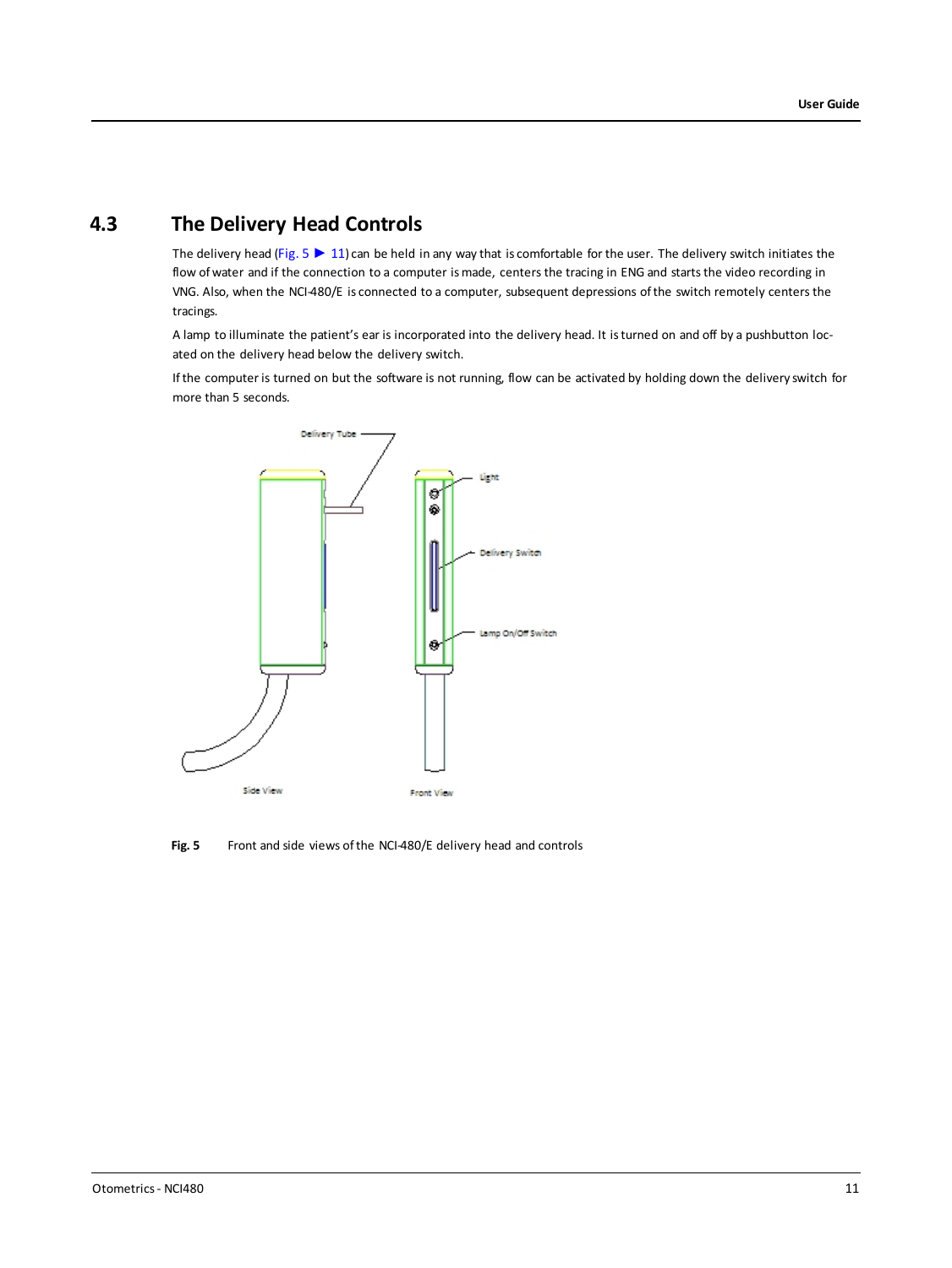## 4.3 The Delivery Head Controls

The delivery head (Fig. 5 ► 11) can be held in any way that is comfortable for the user. The delivery switch initiates the flow of water and if the connection to a computer is made, centers the tracing in ENG and starts the video recording in VNG. Also, when the NCI-480/E is connected to a computer, subsequent depressions of the switch remotely centers the tracings.

A lamp to illuminate the patient's ear is incorporated into the delivery head. It is turned on and off by a pushbutton located on the delivery head below the delivery switch.

If the computer is turned on but the software is not running, flow can be activated by holding down the delivery switch for more than 5 seconds.

**Fig. 5** Front and side views of the NCI-480/E delivery head and controls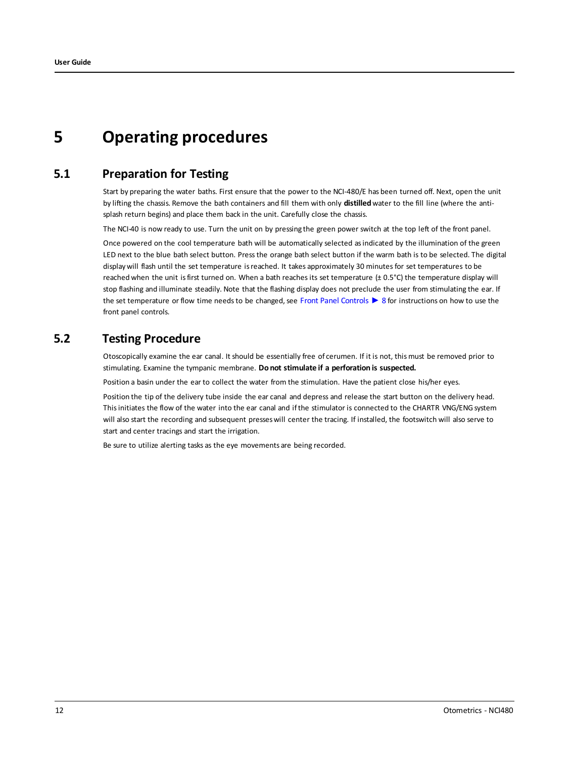# 5 Operating procedures

## 5.1 Preparation for Testing

Start by preparing the water baths. First ensure that the power to the NCI-480/E has been turned off. Next, open the unit by lifting the chassis. Remove the bath containers and fill them with only **distilled** water to the fill line (where the anti-splash return begins) and place them back in the unit. Carefully close the chassis.

The NCI-40 is now ready to use. Turn the unit on by pressing the green power switch at the top left of the front panel.

Once powered on the cool temperature bath will be automatically selected as indicated by the illumination of the green LED next to the blue bath select button. Press the orange bath select button if the warm bath is to be selected. The digital display will flash until the set temperature is reached. It takes approximately 30 minutes for set temperatures to be reached when the unit is first turned on. When a bath reaches its set temperature (± 0.5°C) the temperature display will stop flashing and illuminate steadily. Note that the flashing display does not preclude the user from stimulating the ear. If the set temperature or flow time needs to be changed, see Front Panel Controls ► 8 for instructions on how to use the front panel controls.

## 5.2 Testing Procedure

Otoscopically examine the ear canal. It should be essentially free of cerumen. If it is not, this must be removed prior to stimulating. Examine the tympanic membrane. **Do not stimulate if a perforation is suspected.**

Position a basin under the ear to collect the water from the stimulation. Have the patient close his/her eyes.

Position the tip of the delivery tube inside the ear canal and depress and release the start button on the delivery head. This initiates the flow of the water into the ear canal and if the stimulator is connected to the CHARTR VNG/ENG system will also start the recording and subsequent presses will center the tracing. If installed, the footswitch will also serve to start and center tracings and start the irrigation.

Be sure to utilize alerting tasks as the eye movements are being recorded.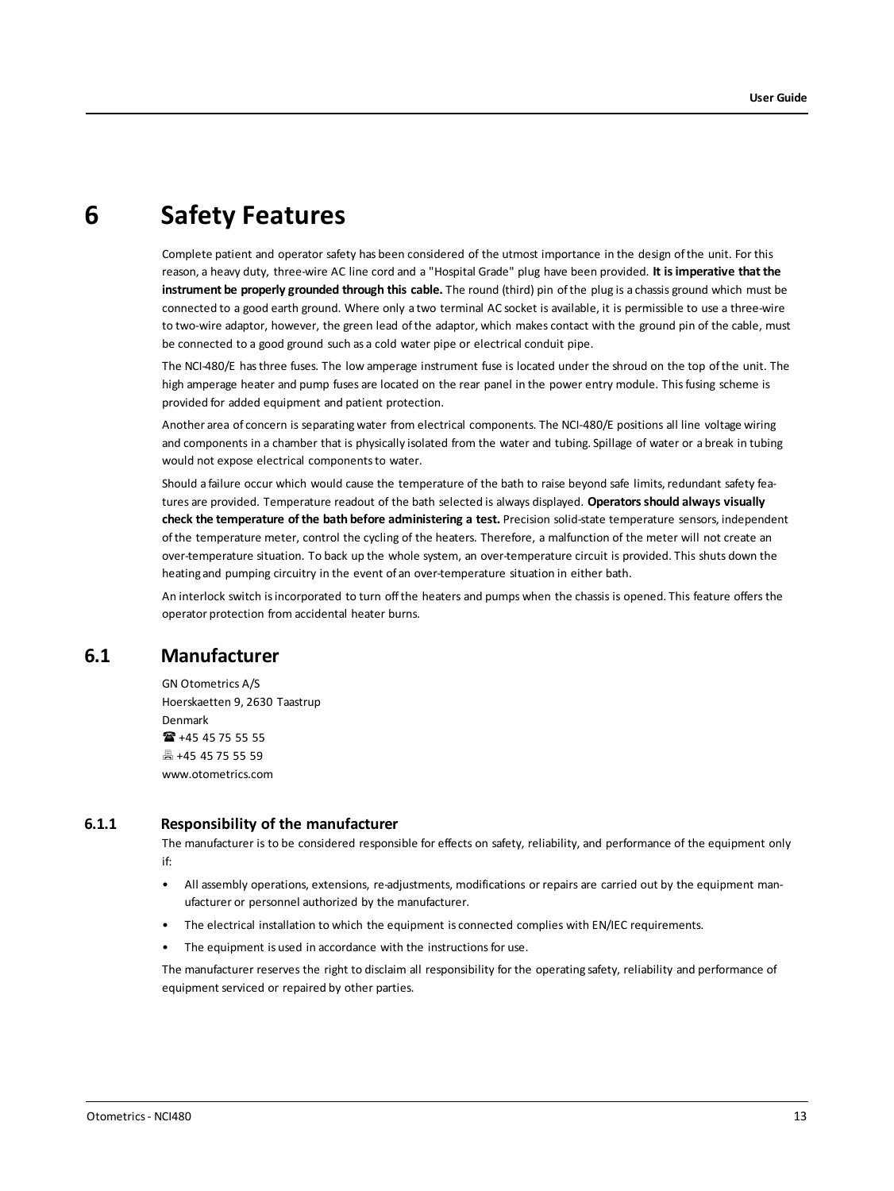# 6 Safety Features

Complete patient and operator safety has been considered of the utmost importance in the design of the unit. For this reason, a heavy duty, three-wire AC line cord and a "Hospital Grade" plug have been provided. **It is imperative that the instrument be properly grounded through this cable.** The round (third) pin of the plug is a chassis ground which must be connected to a good earth ground. Where only a two terminal AC socket is available, it is permissible to use a three-wire to two-wire adaptor, however, the green lead of the adaptor, which makes contact with the ground pin of the cable, must be connected to a good ground such as a cold water pipe or electrical conduit pipe.

The NCI-480/E has three fuses. The low amperage instrument fuse is located under the shroud on the top of the unit. The high amperage heater and pump fuses are located on the rear panel in the power entry module. This fusing scheme is provided for added equipment and patient protection.

Another area of concern is separating water from electrical components. The NCI-480/E positions all line voltage wiring and components in a chamber that is physically isolated from the water and tubing. Spillage of water or a break in tubing would not expose electrical components to water.

Should a failure occur which would cause the temperature of the bath to raise beyond safe limits, redundant safety features are provided. Temperature readout of the bath selected is always displayed. **Operators should always visually check the temperature of the bath before administering a test.** Precision solid-state temperature sensors, independent of the temperature meter, control the cycling of the heaters. Therefore, a malfunction of the meter will not create an over-temperature situation. To back up the whole system, an over-temperature circuit is provided. This shuts down the heating and pumping circuitry in the event of an over-temperature situation in either bath.

An interlock switch is incorporated to turn off the heaters and pumps when the chassis is opened. This feature offers the operator protection from accidental heater burns.

## 6.1 Manufacturer

GN Otometrics A/S
Hoerskaetten 9, 2630 Taastrup
Denmark
☎ +45 45 75 55 55
🖷 +45 45 75 55 59
www.otometrics.com

### 6.1.1 Responsibility of the manufacturer

The manufacturer is to be considered responsible for effects on safety, reliability, and performance of the equipment only if:

- All assembly operations, extensions, re-adjustments, modifications or repairs are carried out by the equipment manufacturer or personnel authorized by the manufacturer.
- The electrical installation to which the equipment is connected complies with EN/IEC requirements.
- The equipment is used in accordance with the instructions for use.

The manufacturer reserves the right to disclaim all responsibility for the operating safety, reliability and performance of equipment serviced or repaired by other parties.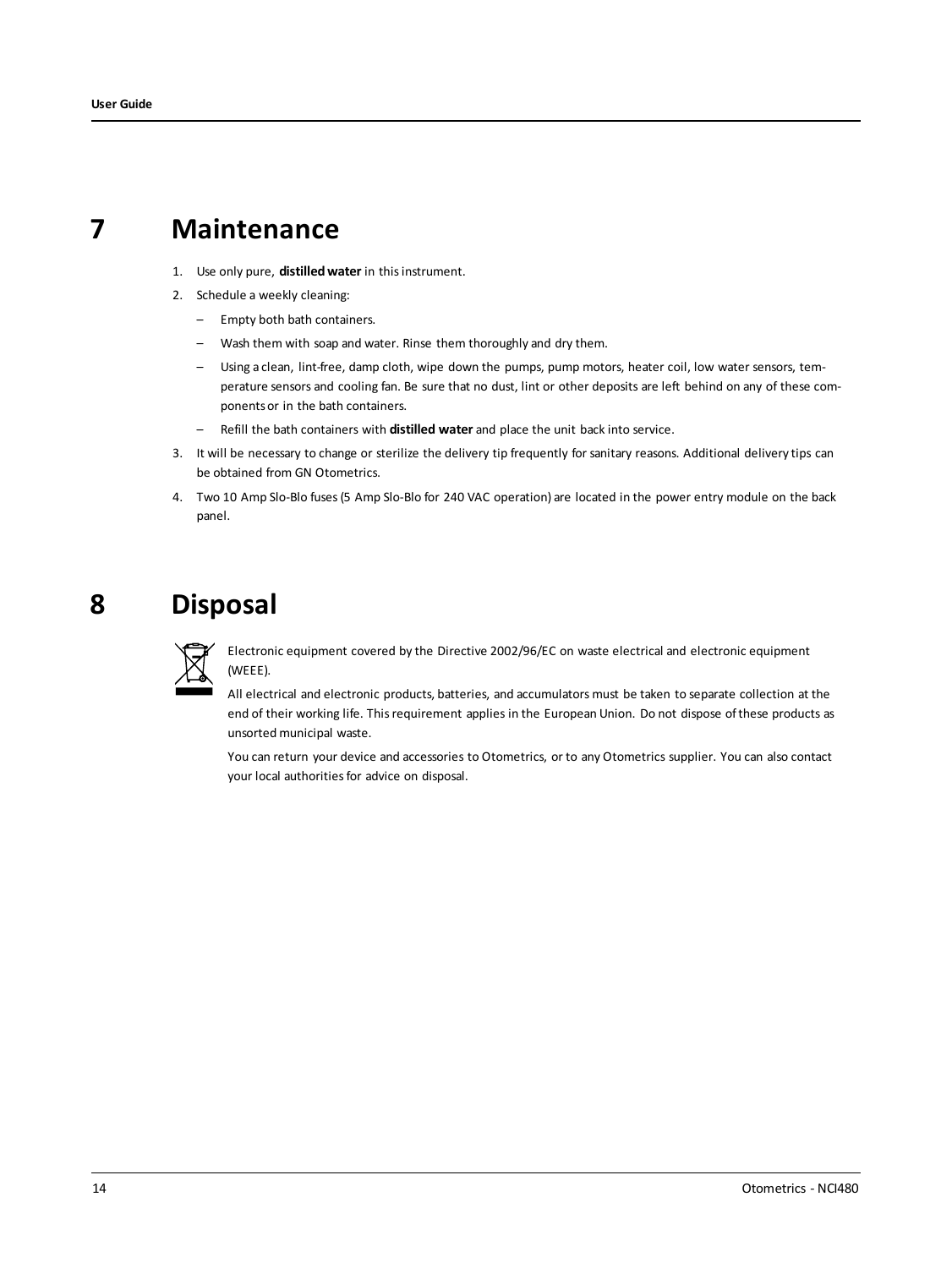# 7 Maintenance

1. Use only pure, **distilled water** in this instrument.
2. Schedule a weekly cleaning:
   - Empty both bath containers.
   - Wash them with soap and water. Rinse them thoroughly and dry them.
   - Using a clean, lint-free, damp cloth, wipe down the pumps, pump motors, heater coil, low water sensors, temperature sensors and cooling fan. Be sure that no dust, lint or other deposits are left behind on any of these components or in the bath containers.
   - Refill the bath containers with **distilled water** and place the unit back into service.
3. It will be necessary to change or sterilize the delivery tip frequently for sanitary reasons. Additional delivery tips can be obtained from GN Otometrics.
4. Two 10 Amp Slo-Blo fuses (5 Amp Slo-Blo for 240 VAC operation) are located in the power entry module on the back panel.

# 8 Disposal

Electronic equipment covered by the Directive 2002/96/EC on waste electrical and electronic equipment (WEEE).

All electrical and electronic products, batteries, and accumulators must be taken to separate collection at the end of their working life. This requirement applies in the European Union. Do not dispose of these products as unsorted municipal waste.

You can return your device and accessories to Otometrics, or to any Otometrics supplier. You can also contact your local authorities for advice on disposal.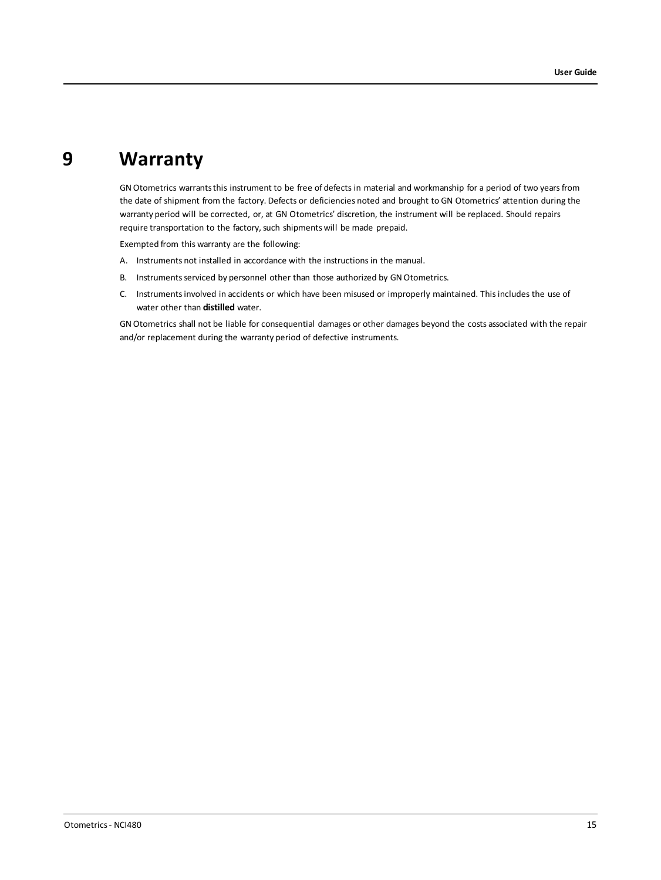# 9 Warranty

GN Otometrics warrants this instrument to be free of defects in material and workmanship for a period of two years from the date of shipment from the factory. Defects or deficiencies noted and brought to GN Otometrics' attention during the warranty period will be corrected, or, at GN Otometrics' discretion, the instrument will be replaced. Should repairs require transportation to the factory, such shipments will be made prepaid.

Exempted from this warranty are the following:

A. Instruments not installed in accordance with the instructions in the manual.

B. Instruments serviced by personnel other than those authorized by GN Otometrics.

C. Instruments involved in accidents or which have been misused or improperly maintained. This includes the use of water other than **distilled** water.

GN Otometrics shall not be liable for consequential damages or other damages beyond the costs associated with the repair and/or replacement during the warranty period of defective instruments.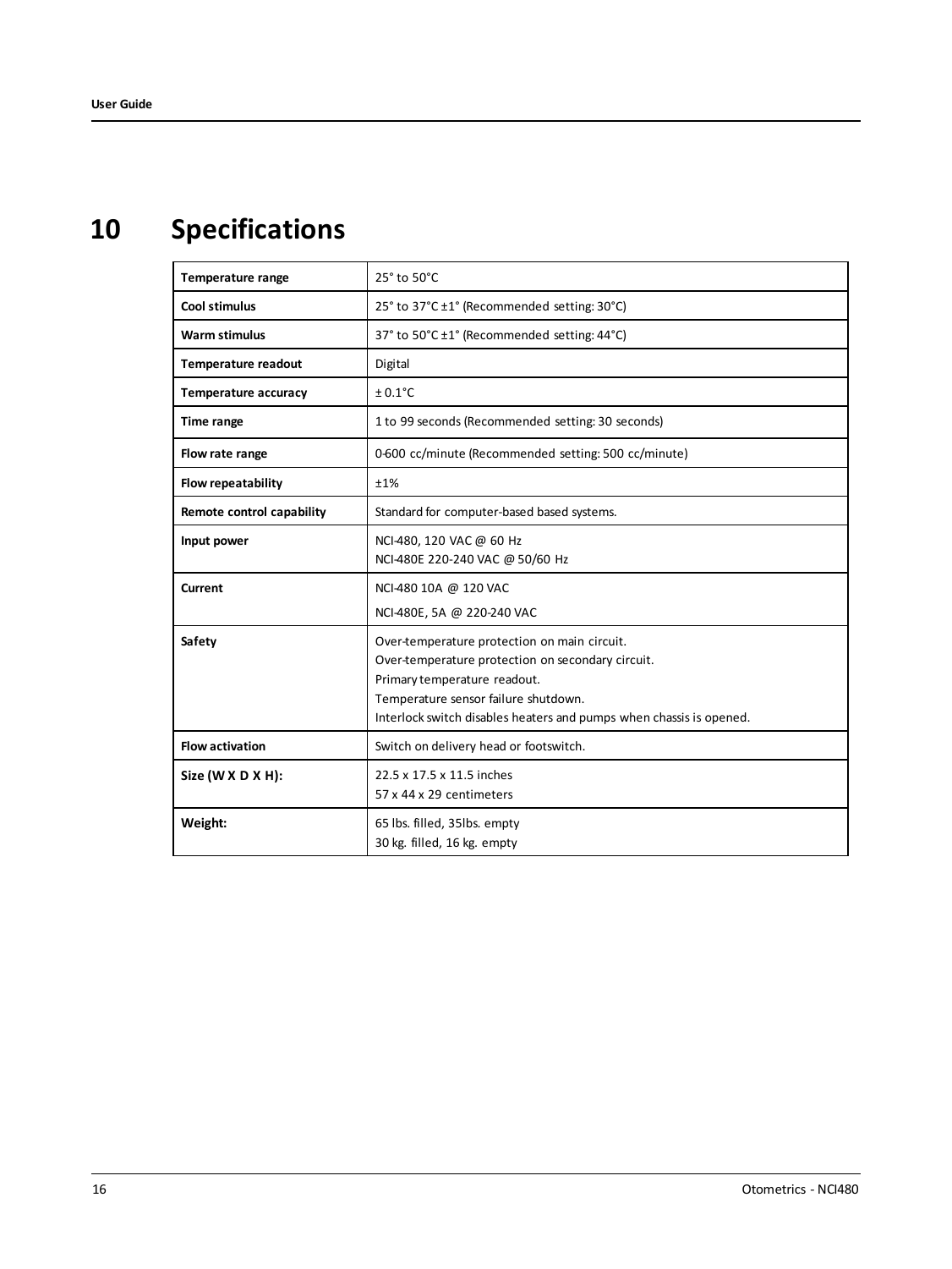# 10 Specifications

| | |
|---|---|
| **Temperature range** | 25° to 50°C |
| **Cool stimulus** | 25° to 37°C ±1° (Recommended setting: 30°C) |
| **Warm stimulus** | 37° to 50°C ±1° (Recommended setting: 44°C) |
| **Temperature readout** | Digital |
| **Temperature accuracy** | ± 0.1°C |
| **Time range** | 1 to 99 seconds (Recommended setting: 30 seconds) |
| **Flow rate range** | 0-600 cc/minute (Recommended setting: 500 cc/minute) |
| **Flow repeatability** | ±1% |
| **Remote control capability** | Standard for computer-based based systems. |
| **Input power** | NCI-480, 120 VAC @ 60 Hz<br>NCI-480E 220-240 VAC @ 50/60 Hz |
| **Current** | NCI-480 10A @ 120 VAC<br>NCI-480E, 5A @ 220-240 VAC |
| **Safety** | Over-temperature protection on main circuit.<br>Over-temperature protection on secondary circuit.<br>Primary temperature readout.<br>Temperature sensor failure shutdown.<br>Interlock switch disables heaters and pumps when chassis is opened. |
| **Flow activation** | Switch on delivery head or footswitch. |
| **Size (W X D X H):** | 22.5 x 17.5 x 11.5 inches<br>57 x 44 x 29 centimeters |
| **Weight:** | 65 lbs. filled, 35lbs. empty<br>30 kg. filled, 16 kg. empty |